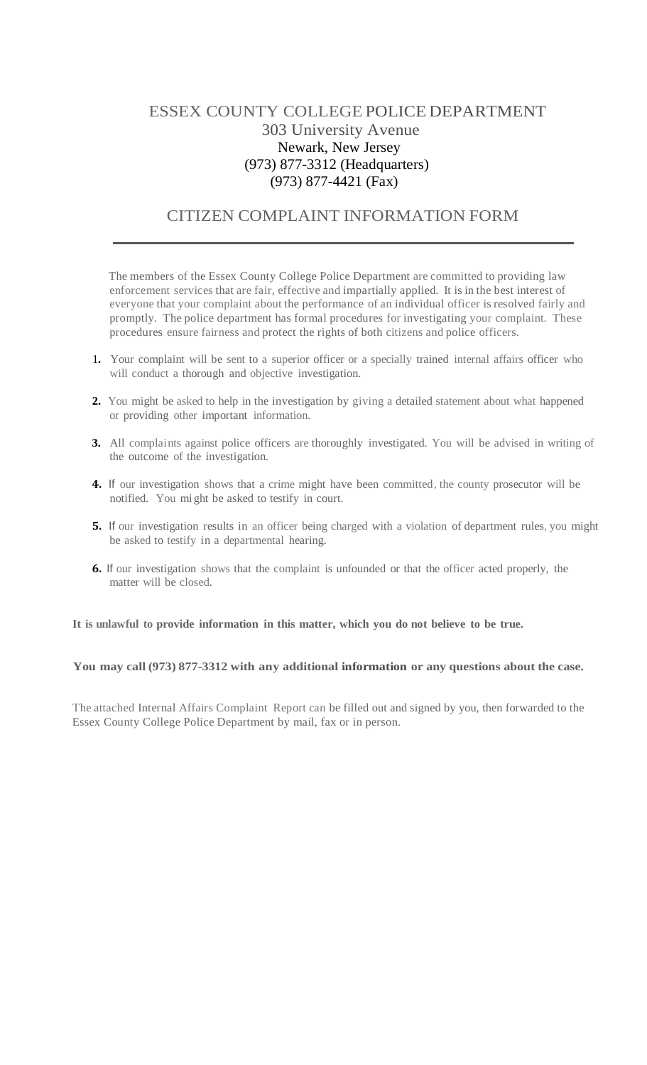# ESSEX COUNTY COLLEGE POLICE DEPARTMENT

303 University Avenue
Newark, New Jersey
(973) 877-3312 (Headquarters)
(973) 877-4421 (Fax)

## CITIZEN COMPLAINT INFORMATION FORM

The members of the Essex County College Police Department are committed to providing law enforcement services that are fair, effective and impartially applied. It is in the best interest of everyone that your complaint about the performance of an individual officer is resolved fairly and promptly. The police department has formal procedures for investigating your complaint. These procedures ensure fairness and protect the rights of both citizens and police officers.

1. Your complaint will be sent to a superior officer or a specially trained internal affairs officer who will conduct a thorough and objective investigation.
2. You might be asked to help in the investigation by giving a detailed statement about what happened or providing other important information.
3. All complaints against police officers are thoroughly investigated. You will be advised in writing of the outcome of the investigation.
4. If our investigation shows that a crime might have been committed, the county prosecutor will be notified. You might be asked to testify in court.
5. If our investigation results in an officer being charged with a violation of department rules, you might be asked to testify in a departmental hearing.
6. If our investigation shows that the complaint is unfounded or that the officer acted properly, the matter will be closed.

**It is unlawful to provide information in this matter, which you do not believe to be true.**

**You may call (973) 877-3312 with any additional information or any questions about the case.**

The attached Internal Affairs Complaint Report can be filled out and signed by you, then forwarded to the Essex County College Police Department by mail, fax or in person.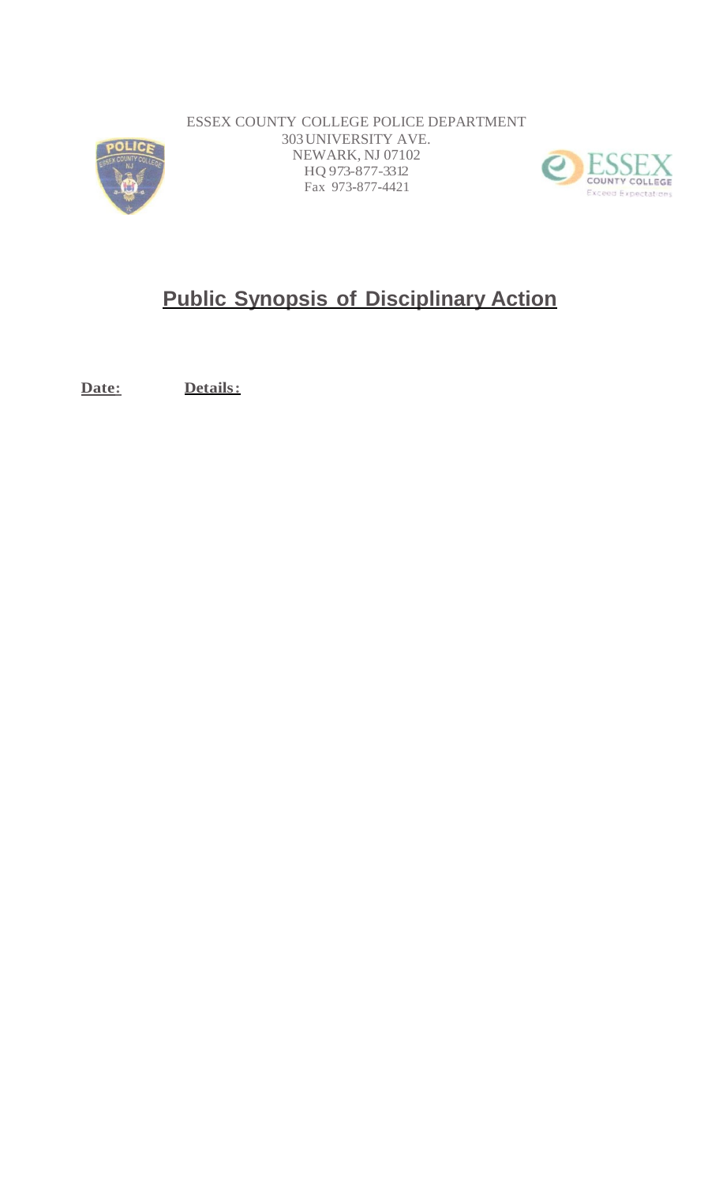ESSEX COUNTY COLLEGE POLICE DEPARTMENT
303 UNIVERSITY AVE.
NEWARK, NJ 07102
HQ 973-877-3312
Fax 973-877-4421

# Public Synopsis of Disciplinary Action

**Date:** **Details:**